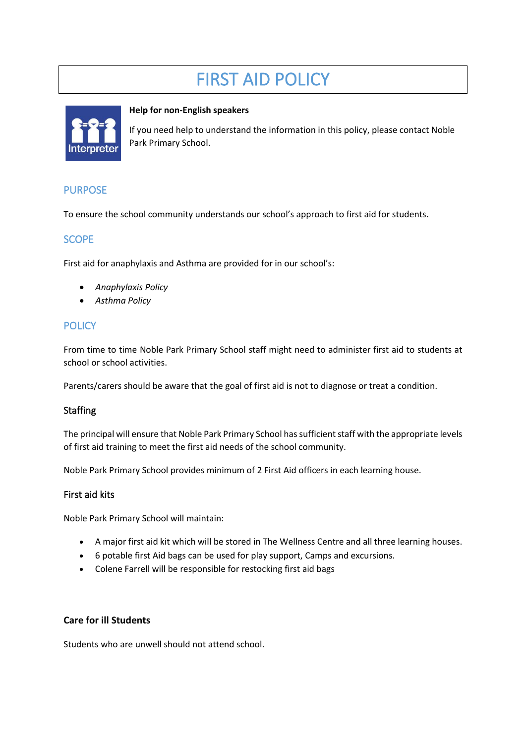# FIRST AID POLICY

**Help for non-English speakers**

If you need help to understand the information in this policy, please contact Noble Park Primary School.

## PURPOSE

To ensure the school community understands our school's approach to first aid for students.

## SCOPE

First aid for anaphylaxis and Asthma are provided for in our school's:

- *Anaphylaxis Policy*
- *Asthma Policy*

## POLICY

From time to time Noble Park Primary School staff might need to administer first aid to students at school or school activities.

Parents/carers should be aware that the goal of first aid is not to diagnose or treat a condition.

### Staffing

The principal will ensure that Noble Park Primary School has sufficient staff with the appropriate levels of first aid training to meet the first aid needs of the school community.

Noble Park Primary School provides minimum of 2 First Aid officers in each learning house.

### First aid kits

Noble Park Primary School will maintain:

- A major first aid kit which will be stored in The Wellness Centre and all three learning houses.
- 6 potable first Aid bags can be used for play support, Camps and excursions.
- Colene Farrell will be responsible for restocking first aid bags

### Care for ill Students

Students who are unwell should not attend school.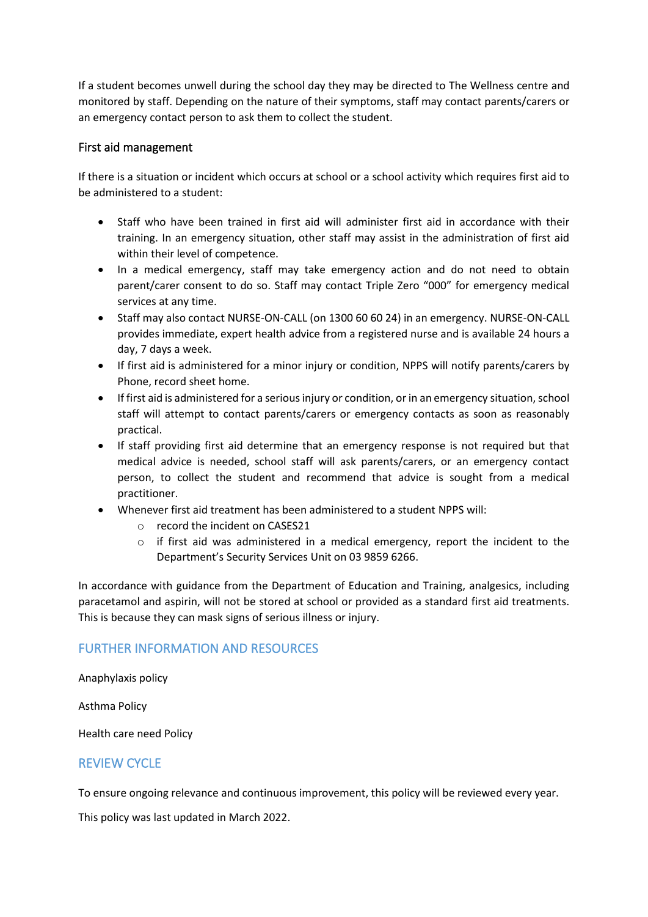If a student becomes unwell during the school day they may be directed to The Wellness centre and monitored by staff. Depending on the nature of their symptoms, staff may contact parents/carers or an emergency contact person to ask them to collect the student.

### First aid management

If there is a situation or incident which occurs at school or a school activity which requires first aid to be administered to a student:

- Staff who have been trained in first aid will administer first aid in accordance with their training. In an emergency situation, other staff may assist in the administration of first aid within their level of competence.
- In a medical emergency, staff may take emergency action and do not need to obtain parent/carer consent to do so. Staff may contact Triple Zero "000" for emergency medical services at any time.
- Staff may also contact NURSE-ON-CALL (on 1300 60 60 24) in an emergency. NURSE-ON-CALL provides immediate, expert health advice from a registered nurse and is available 24 hours a day, 7 days a week.
- If first aid is administered for a minor injury or condition, NPPS will notify parents/carers by Phone, record sheet home.
- If first aid is administered for a serious injury or condition, or in an emergency situation, school staff will attempt to contact parents/carers or emergency contacts as soon as reasonably practical.
- If staff providing first aid determine that an emergency response is not required but that medical advice is needed, school staff will ask parents/carers, or an emergency contact person, to collect the student and recommend that advice is sought from a medical practitioner.
- Whenever first aid treatment has been administered to a student NPPS will:
  - record the incident on CASES21
  - if first aid was administered in a medical emergency, report the incident to the Department's Security Services Unit on 03 9859 6266.

In accordance with guidance from the Department of Education and Training, analgesics, including paracetamol and aspirin, will not be stored at school or provided as a standard first aid treatments. This is because they can mask signs of serious illness or injury.

## FURTHER INFORMATION AND RESOURCES

Anaphylaxis policy

Asthma Policy

Health care need Policy

## REVIEW CYCLE

To ensure ongoing relevance and continuous improvement, this policy will be reviewed every year.

This policy was last updated in March 2022.